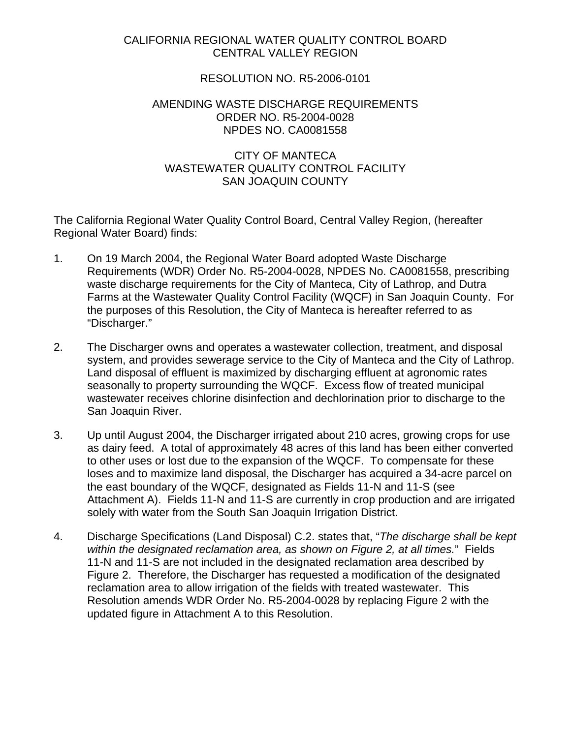CALIFORNIA REGIONAL WATER QUALITY CONTROL BOARD
CENTRAL VALLEY REGION

RESOLUTION NO. R5-2006-0101

AMENDING WASTE DISCHARGE REQUIREMENTS
ORDER NO. R5-2004-0028
NPDES NO. CA0081558

CITY OF MANTECA
WASTEWATER QUALITY CONTROL FACILITY
SAN JOAQUIN COUNTY

The California Regional Water Quality Control Board, Central Valley Region, (hereafter Regional Water Board) finds:

1. On 19 March 2004, the Regional Water Board adopted Waste Discharge Requirements (WDR) Order No. R5-2004-0028, NPDES No. CA0081558, prescribing waste discharge requirements for the City of Manteca, City of Lathrop, and Dutra Farms at the Wastewater Quality Control Facility (WQCF) in San Joaquin County. For the purposes of this Resolution, the City of Manteca is hereafter referred to as "Discharger."

2. The Discharger owns and operates a wastewater collection, treatment, and disposal system, and provides sewerage service to the City of Manteca and the City of Lathrop. Land disposal of effluent is maximized by discharging effluent at agronomic rates seasonally to property surrounding the WQCF. Excess flow of treated municipal wastewater receives chlorine disinfection and dechlorination prior to discharge to the San Joaquin River.

3. Up until August 2004, the Discharger irrigated about 210 acres, growing crops for use as dairy feed. A total of approximately 48 acres of this land has been either converted to other uses or lost due to the expansion of the WQCF. To compensate for these loses and to maximize land disposal, the Discharger has acquired a 34-acre parcel on the east boundary of the WQCF, designated as Fields 11-N and 11-S (see Attachment A). Fields 11-N and 11-S are currently in crop production and are irrigated solely with water from the South San Joaquin Irrigation District.

4. Discharge Specifications (Land Disposal) C.2. states that, "*The discharge shall be kept within the designated reclamation area, as shown on Figure 2, at all times.*" Fields 11-N and 11-S are not included in the designated reclamation area described by Figure 2. Therefore, the Discharger has requested a modification of the designated reclamation area to allow irrigation of the fields with treated wastewater. This Resolution amends WDR Order No. R5-2004-0028 by replacing Figure 2 with the updated figure in Attachment A to this Resolution.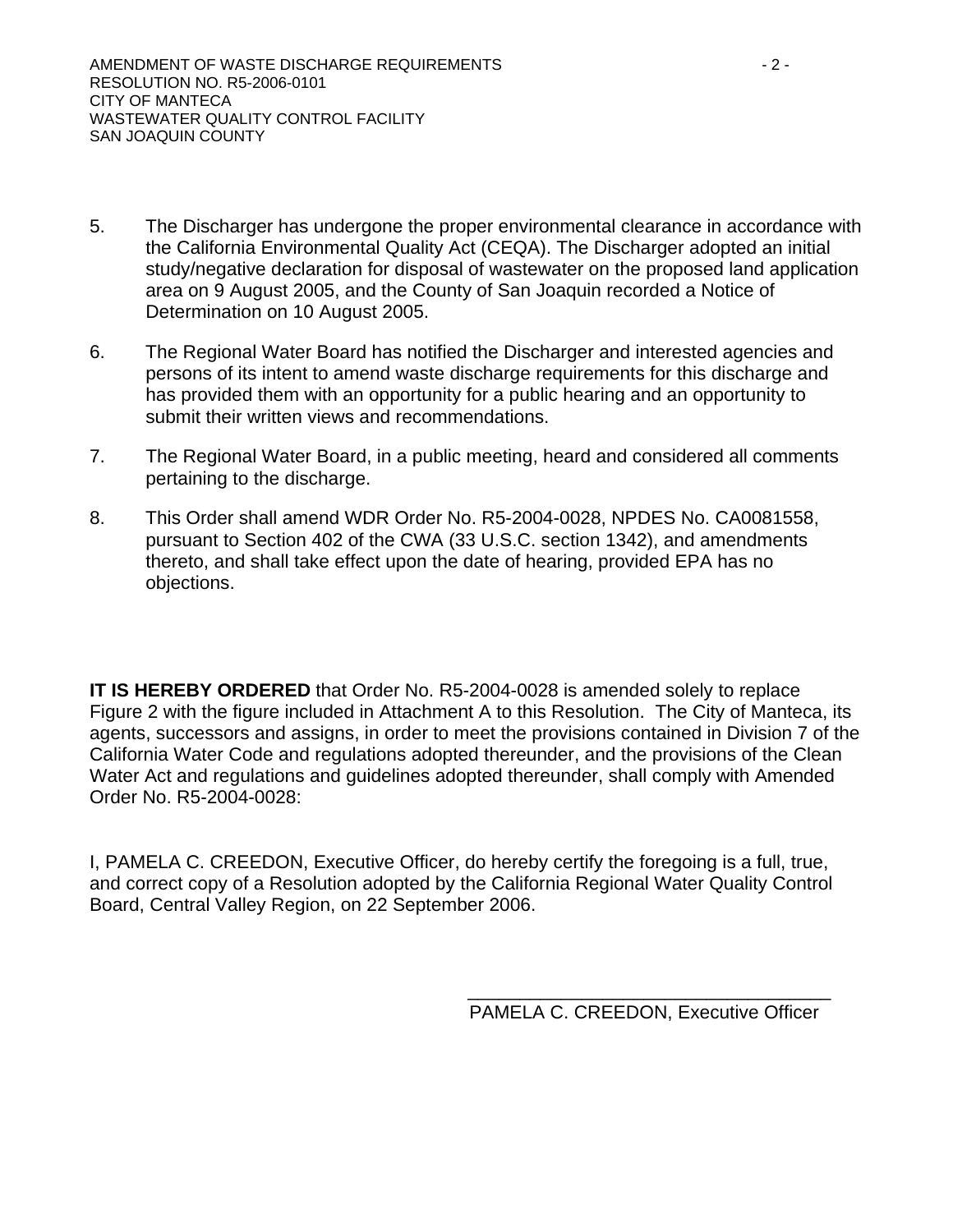5. The Discharger has undergone the proper environmental clearance in accordance with the California Environmental Quality Act (CEQA). The Discharger adopted an initial study/negative declaration for disposal of wastewater on the proposed land application area on 9 August 2005, and the County of San Joaquin recorded a Notice of Determination on 10 August 2005.

6. The Regional Water Board has notified the Discharger and interested agencies and persons of its intent to amend waste discharge requirements for this discharge and has provided them with an opportunity for a public hearing and an opportunity to submit their written views and recommendations.

7. The Regional Water Board, in a public meeting, heard and considered all comments pertaining to the discharge.

8. This Order shall amend WDR Order No. R5-2004-0028, NPDES No. CA0081558, pursuant to Section 402 of the CWA (33 U.S.C. section 1342), and amendments thereto, and shall take effect upon the date of hearing, provided EPA has no objections.

**IT IS HEREBY ORDERED** that Order No. R5-2004-0028 is amended solely to replace Figure 2 with the figure included in Attachment A to this Resolution. The City of Manteca, its agents, successors and assigns, in order to meet the provisions contained in Division 7 of the California Water Code and regulations adopted thereunder, and the provisions of the Clean Water Act and regulations and guidelines adopted thereunder, shall comply with Amended Order No. R5-2004-0028:

I, PAMELA C. CREEDON, Executive Officer, do hereby certify the foregoing is a full, true, and correct copy of a Resolution adopted by the California Regional Water Quality Control Board, Central Valley Region, on 22 September 2006.

\_\_\_\_\_\_\_\_\_\_\_\_\_\_\_\_\_\_\_\_\_\_\_\_\_\_\_\_\_\_\_\_\_\_\_

PAMELA C. CREEDON, Executive Officer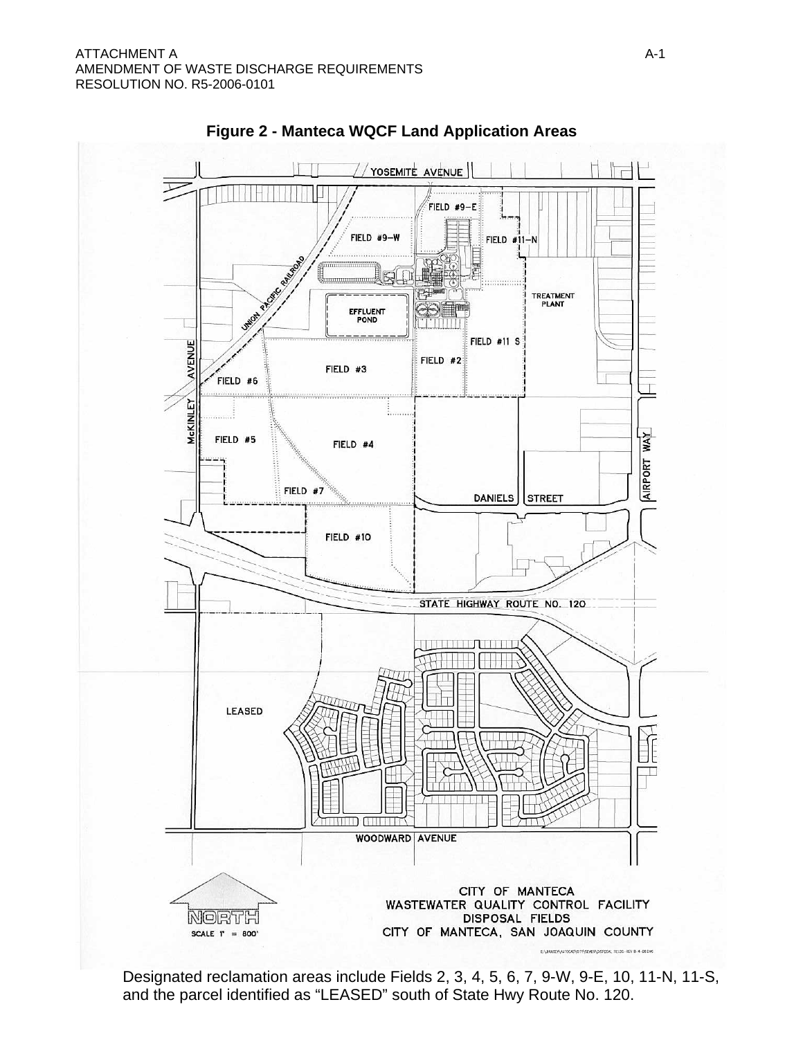**Figure 2 - Manteca WQCF Land Application Areas**

YOSEMITE AVENUE

FIELD #9-E

FIELD #9-W

FIELD #11-N

UNION PACIFIC RAILROAD

TREATMENT PLANT

EFFLUENT POND

FIELD #11 S

FIELD #2

FIELD #3

McKINLEY AVENUE

FIELD #6

FIELD #5

FIELD #4

AIRPORT WAY

FIELD #7

DANIELS STREET

FIELD #10

STATE HIGHWAY ROUTE NO. 120

LEASED

WOODWARD AVENUE

NORTH

SCALE 1" = 800'

CITY OF MANTECA
WASTEWATER QUALITY CONTROL FACILITY
DISPOSAL FIELDS
CITY OF MANTECA, SAN JOAQUIN COUNTY

Designated reclamation areas include Fields 2, 3, 4, 5, 6, 7, 9-W, 9-E, 10, 11-N, 11-S, and the parcel identified as "LEASED" south of State Hwy Route No. 120.